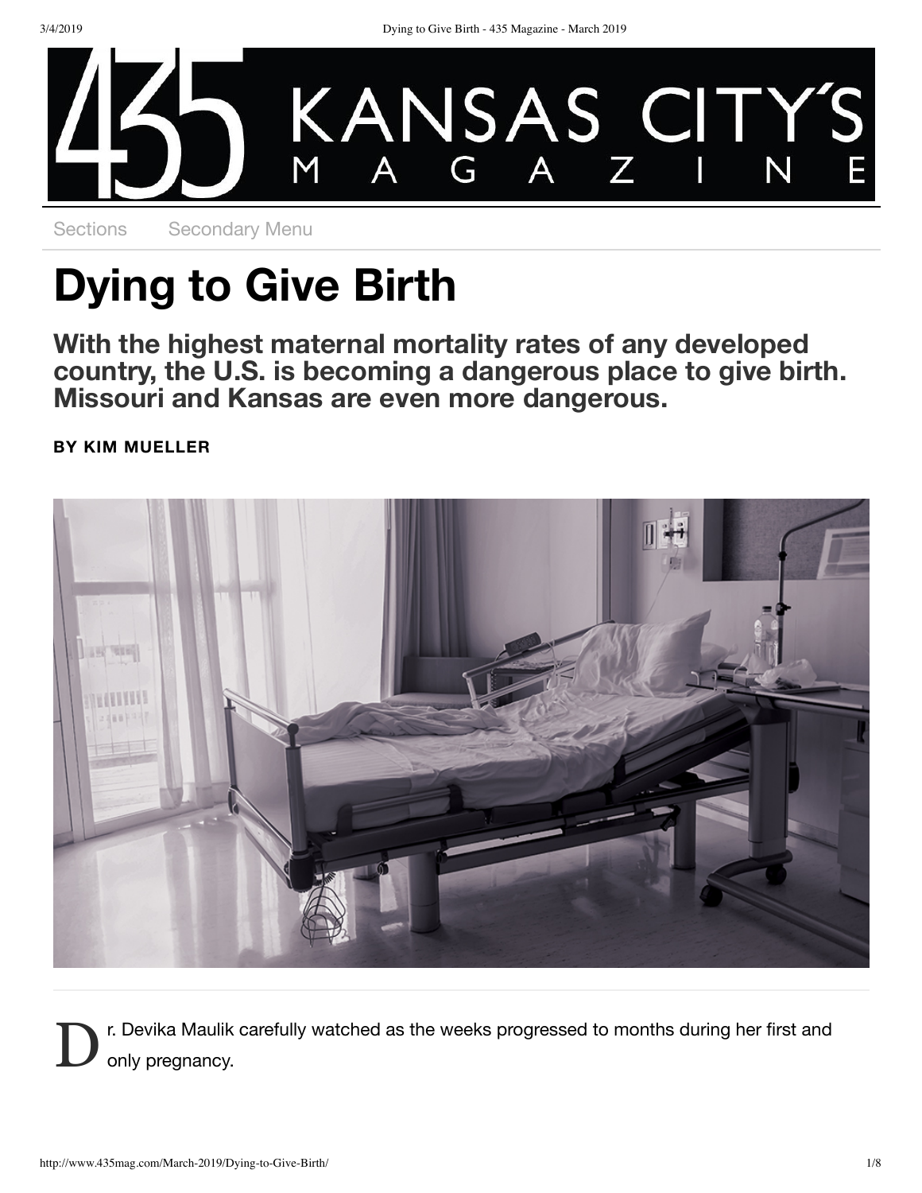# Dying to Give Birth

## With the highest maternal mortality rates of any developed country, the U.S. is becoming a dangerous place to give birth. Missouri and Kansas are even more dangerous.

**BY KIM MUELLER**

Dr. Devika Maulik carefully watched as the weeks progressed to months during her first and only pregnancy.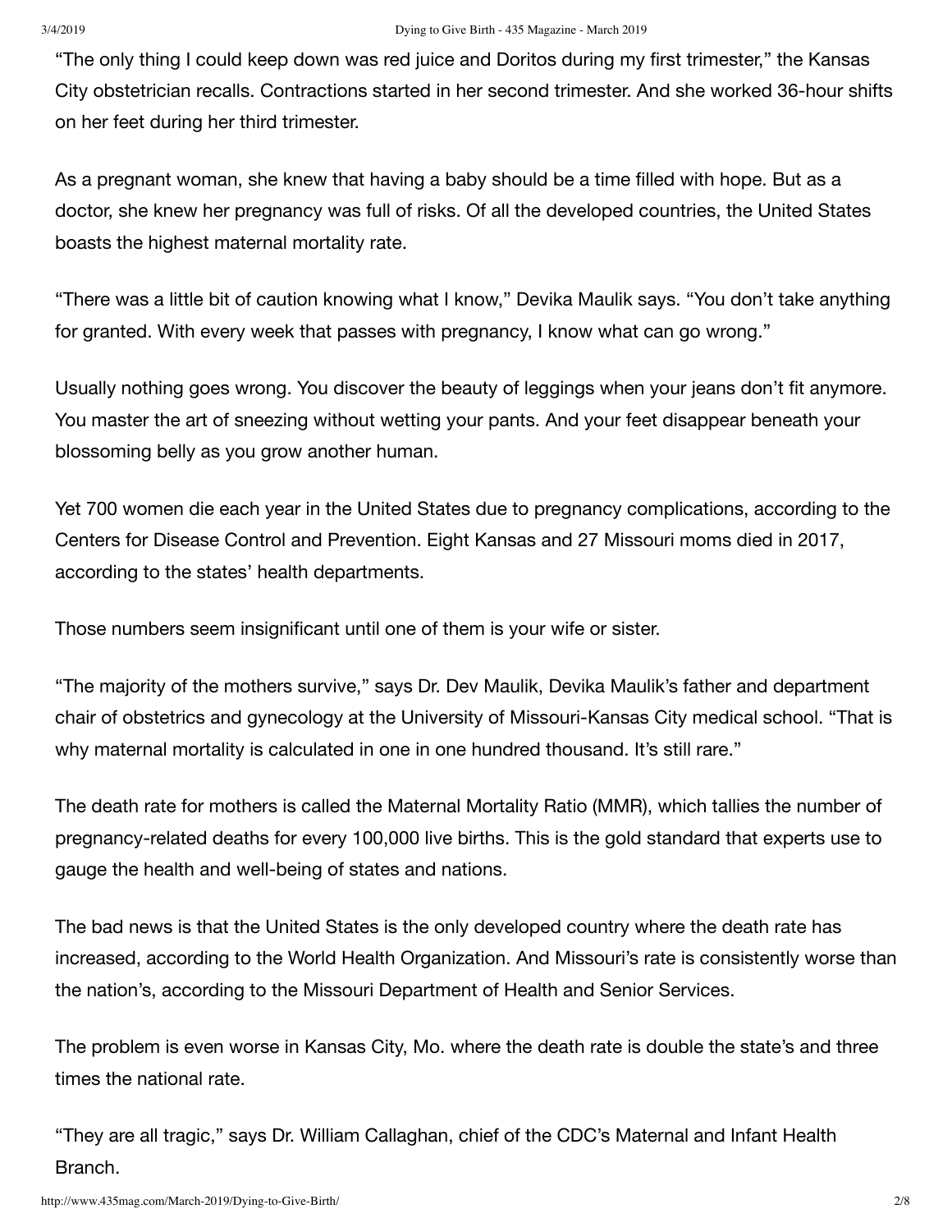"The only thing I could keep down was red juice and Doritos during my first trimester," the Kansas City obstetrician recalls. Contractions started in her second trimester. And she worked 36-hour shifts on her feet during her third trimester.

As a pregnant woman, she knew that having a baby should be a time filled with hope. But as a doctor, she knew her pregnancy was full of risks. Of all the developed countries, the United States boasts the highest maternal mortality rate.

"There was a little bit of caution knowing what I know," Devika Maulik says. "You don't take anything for granted. With every week that passes with pregnancy, I know what can go wrong."

Usually nothing goes wrong. You discover the beauty of leggings when your jeans don't fit anymore. You master the art of sneezing without wetting your pants. And your feet disappear beneath your blossoming belly as you grow another human.

Yet 700 women die each year in the United States due to pregnancy complications, according to the Centers for Disease Control and Prevention. Eight Kansas and 27 Missouri moms died in 2017, according to the states' health departments.

Those numbers seem insignificant until one of them is your wife or sister.

"The majority of the mothers survive," says Dr. Dev Maulik, Devika Maulik's father and department chair of obstetrics and gynecology at the University of Missouri-Kansas City medical school. "That is why maternal mortality is calculated in one in one hundred thousand. It's still rare."

The death rate for mothers is called the Maternal Mortality Ratio (MMR), which tallies the number of pregnancy-related deaths for every 100,000 live births. This is the gold standard that experts use to gauge the health and well-being of states and nations.

The bad news is that the United States is the only developed country where the death rate has increased, according to the World Health Organization. And Missouri's rate is consistently worse than the nation's, according to the Missouri Department of Health and Senior Services.

The problem is even worse in Kansas City, Mo. where the death rate is double the state's and three times the national rate.

"They are all tragic," says Dr. William Callaghan, chief of the CDC's Maternal and Infant Health Branch.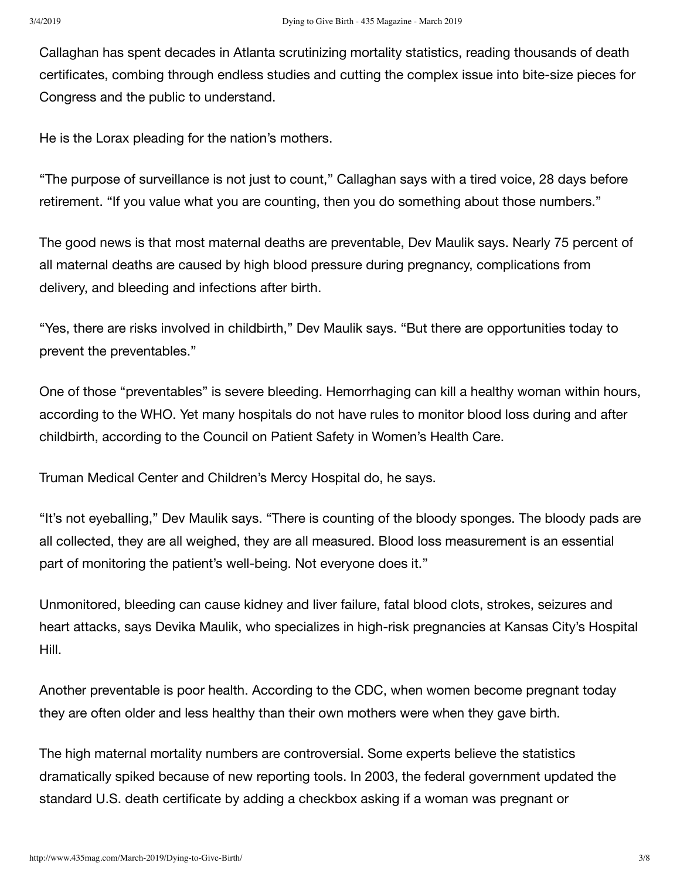Callaghan has spent decades in Atlanta scrutinizing mortality statistics, reading thousands of death certificates, combing through endless studies and cutting the complex issue into bite-size pieces for Congress and the public to understand.

He is the Lorax pleading for the nation's mothers.

"The purpose of surveillance is not just to count," Callaghan says with a tired voice, 28 days before retirement. "If you value what you are counting, then you do something about those numbers."

The good news is that most maternal deaths are preventable, Dev Maulik says. Nearly 75 percent of all maternal deaths are caused by high blood pressure during pregnancy, complications from delivery, and bleeding and infections after birth.

"Yes, there are risks involved in childbirth," Dev Maulik says. "But there are opportunities today to prevent the preventables."

One of those "preventables" is severe bleeding. Hemorrhaging can kill a healthy woman within hours, according to the WHO. Yet many hospitals do not have rules to monitor blood loss during and after childbirth, according to the Council on Patient Safety in Women's Health Care.

Truman Medical Center and Children's Mercy Hospital do, he says.

"It's not eyeballing," Dev Maulik says. "There is counting of the bloody sponges. The bloody pads are all collected, they are all weighed, they are all measured. Blood loss measurement is an essential part of monitoring the patient's well-being. Not everyone does it."

Unmonitored, bleeding can cause kidney and liver failure, fatal blood clots, strokes, seizures and heart attacks, says Devika Maulik, who specializes in high-risk pregnancies at Kansas City's Hospital Hill.

Another preventable is poor health. According to the CDC, when women become pregnant today they are often older and less healthy than their own mothers were when they gave birth.

The high maternal mortality numbers are controversial. Some experts believe the statistics dramatically spiked because of new reporting tools. In 2003, the federal government updated the standard U.S. death certificate by adding a checkbox asking if a woman was pregnant or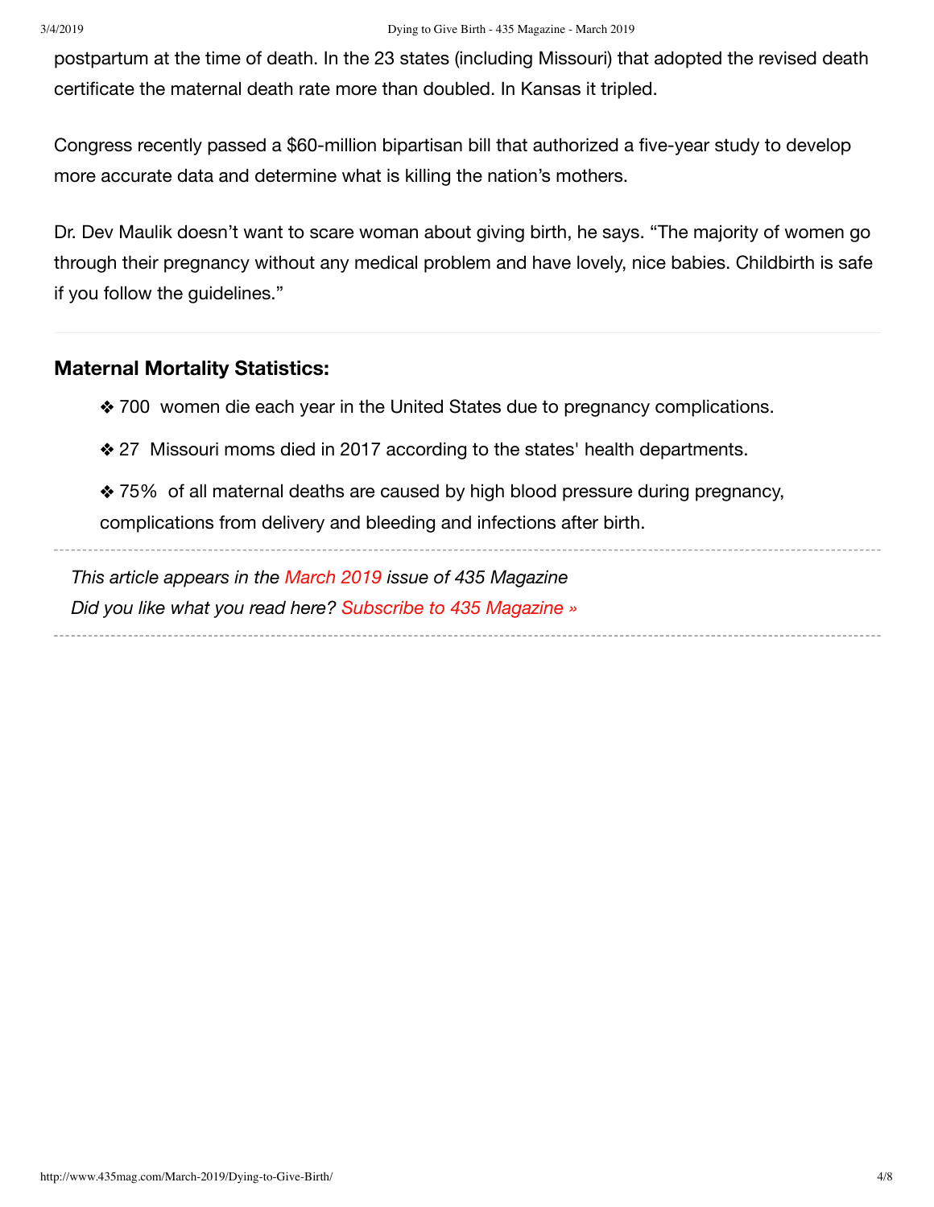postpartum at the time of death. In the 23 states (including Missouri) that adopted the revised death certificate the maternal death rate more than doubled. In Kansas it tripled.

Congress recently passed a $60-million bipartisan bill that authorized a five-year study to develop more accurate data and determine what is killing the nation's mothers.

Dr. Dev Maulik doesn't want to scare woman about giving birth, he says. "The majority of women go through their pregnancy without any medical problem and have lovely, nice babies. Childbirth is safe if you follow the guidelines."

---

### Maternal Mortality Statistics:

- ❖ 700 women die each year in the United States due to pregnancy complications.
- ❖ 27 Missouri moms died in 2017 according to the states' health departments.
- ❖ 75% of all maternal deaths are caused by high blood pressure during pregnancy, complications from delivery and bleeding and infections after birth.

---

*This article appears in the March 2019 issue of 435 Magazine*
*Did you like what you read here? Subscribe to 435 Magazine »*

---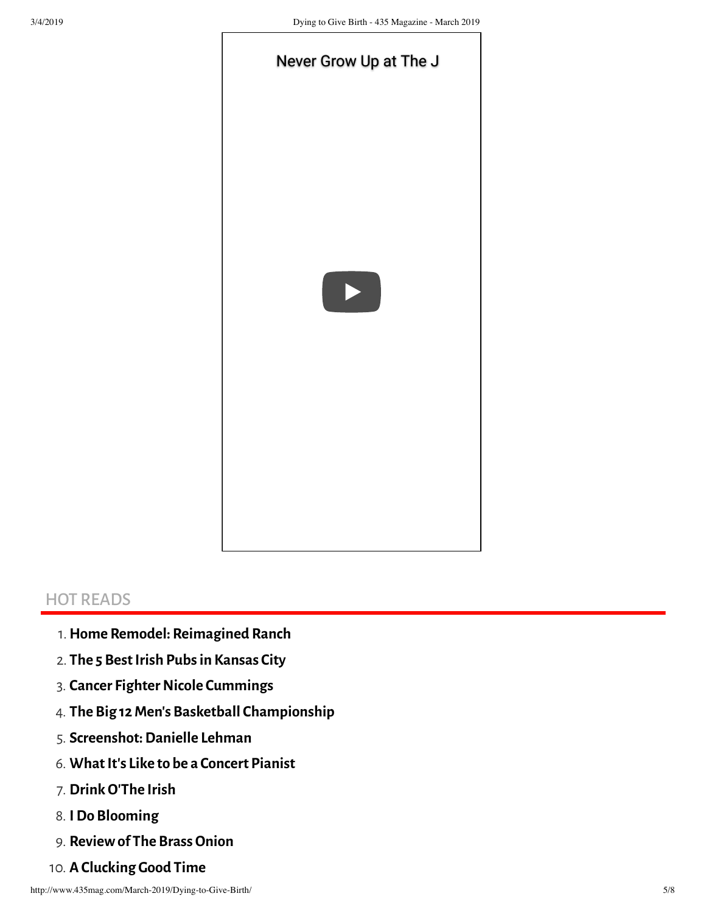Never Grow Up at The J

## HOT READS

1. **Home Remodel: Reimagined Ranch**
2. **The 5 Best Irish Pubs in Kansas City**
3. **Cancer Fighter Nicole Cummings**
4. **The Big 12 Men's Basketball Championship**
5. **Screenshot: Danielle Lehman**
6. **What It's Like to be a Concert Pianist**
7. **Drink O'The Irish**
8. **I Do Blooming**
9. **Review of The Brass Onion**
10. **A Clucking Good Time**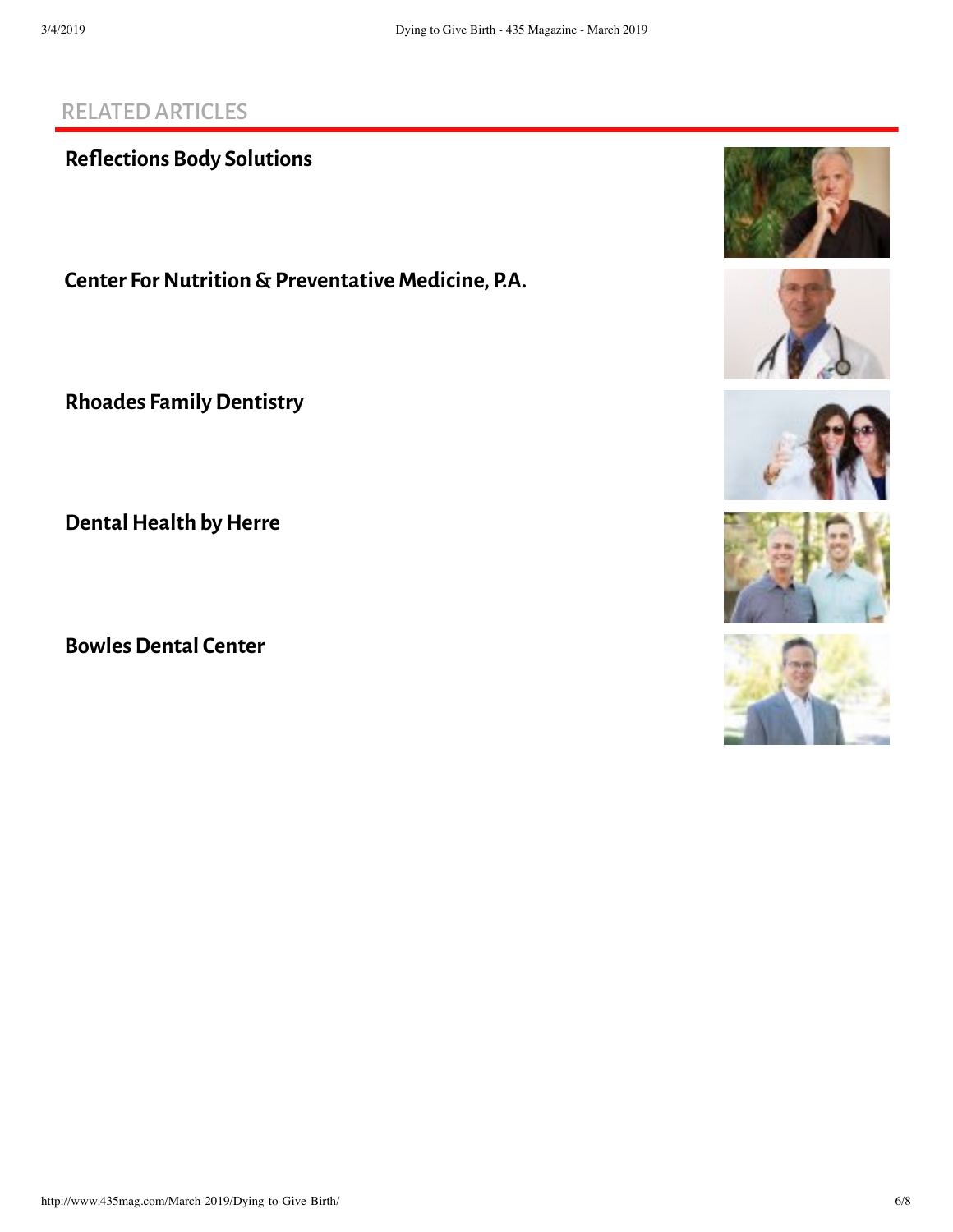## RELATED ARTICLES

### Reflections Body Solutions

### Center For Nutrition & Preventative Medicine, P.A.

### Rhoades Family Dentistry

### Dental Health by Herre

### Bowles Dental Center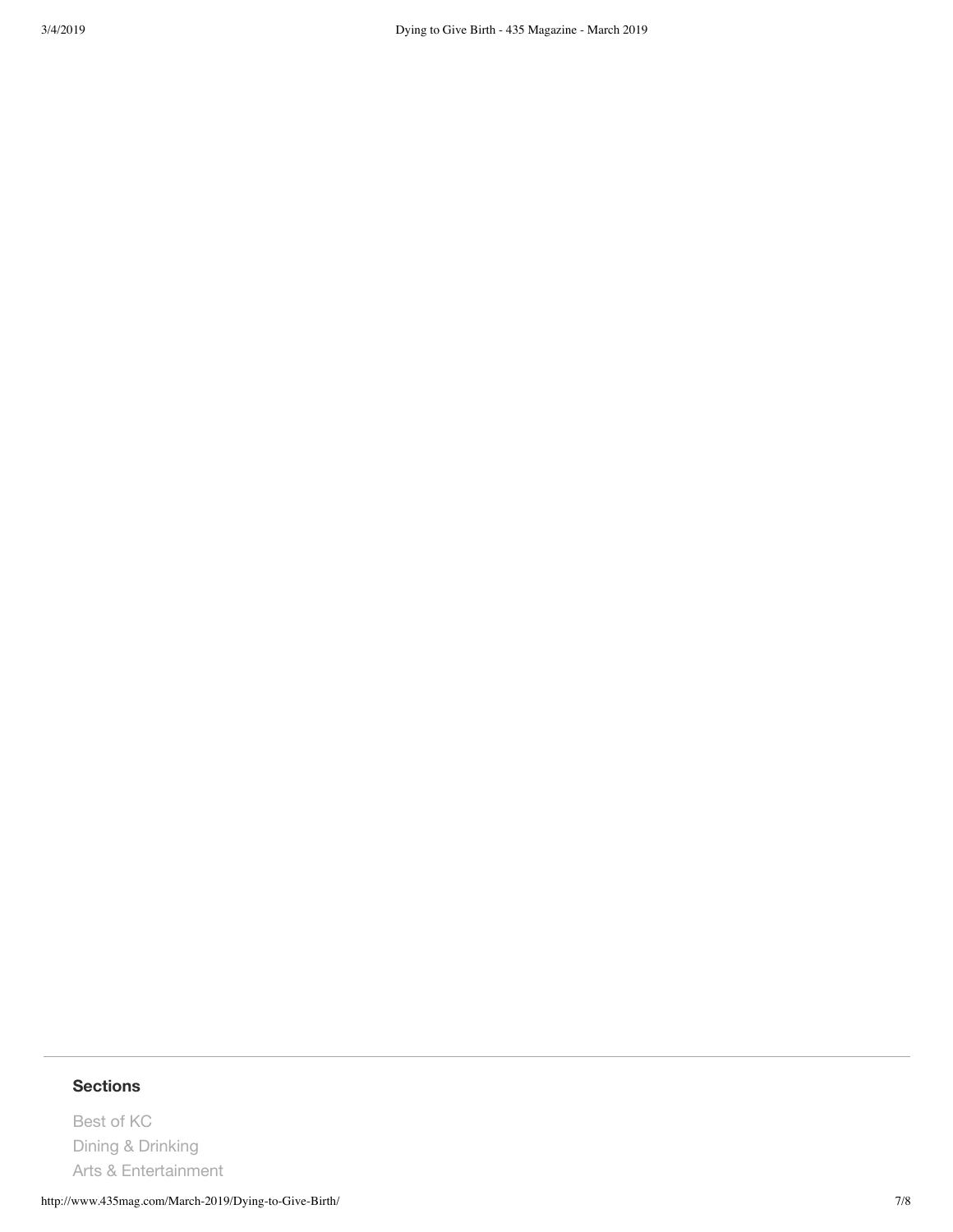### Sections

Best of KC
Dining & Drinking
Arts & Entertainment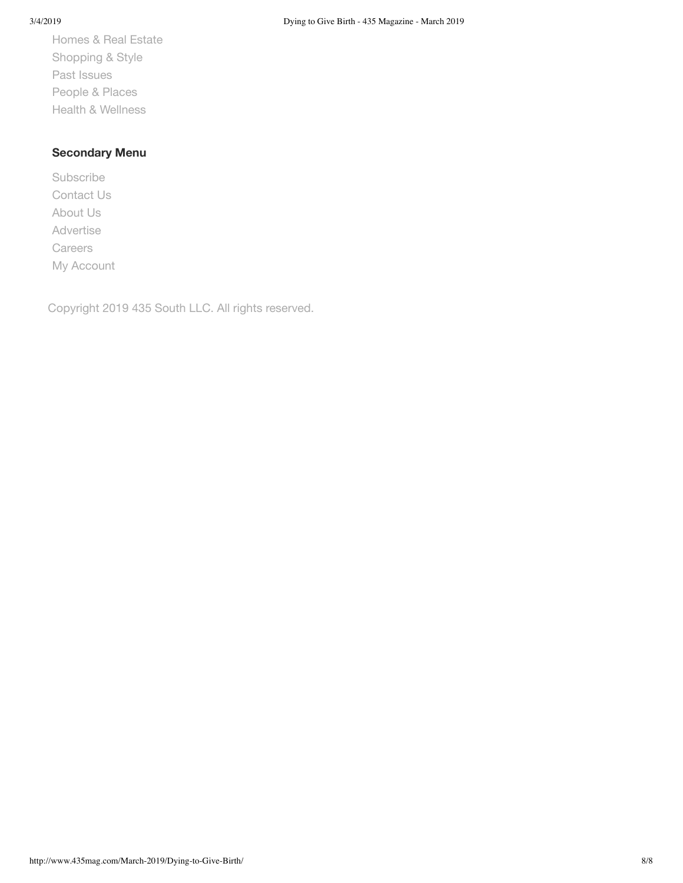Homes & Real Estate
Shopping & Style
Past Issues
People & Places
Health & Wellness

**Secondary Menu**

Subscribe
Contact Us
About Us
Advertise
Careers
My Account

Copyright 2019 435 South LLC. All rights reserved.